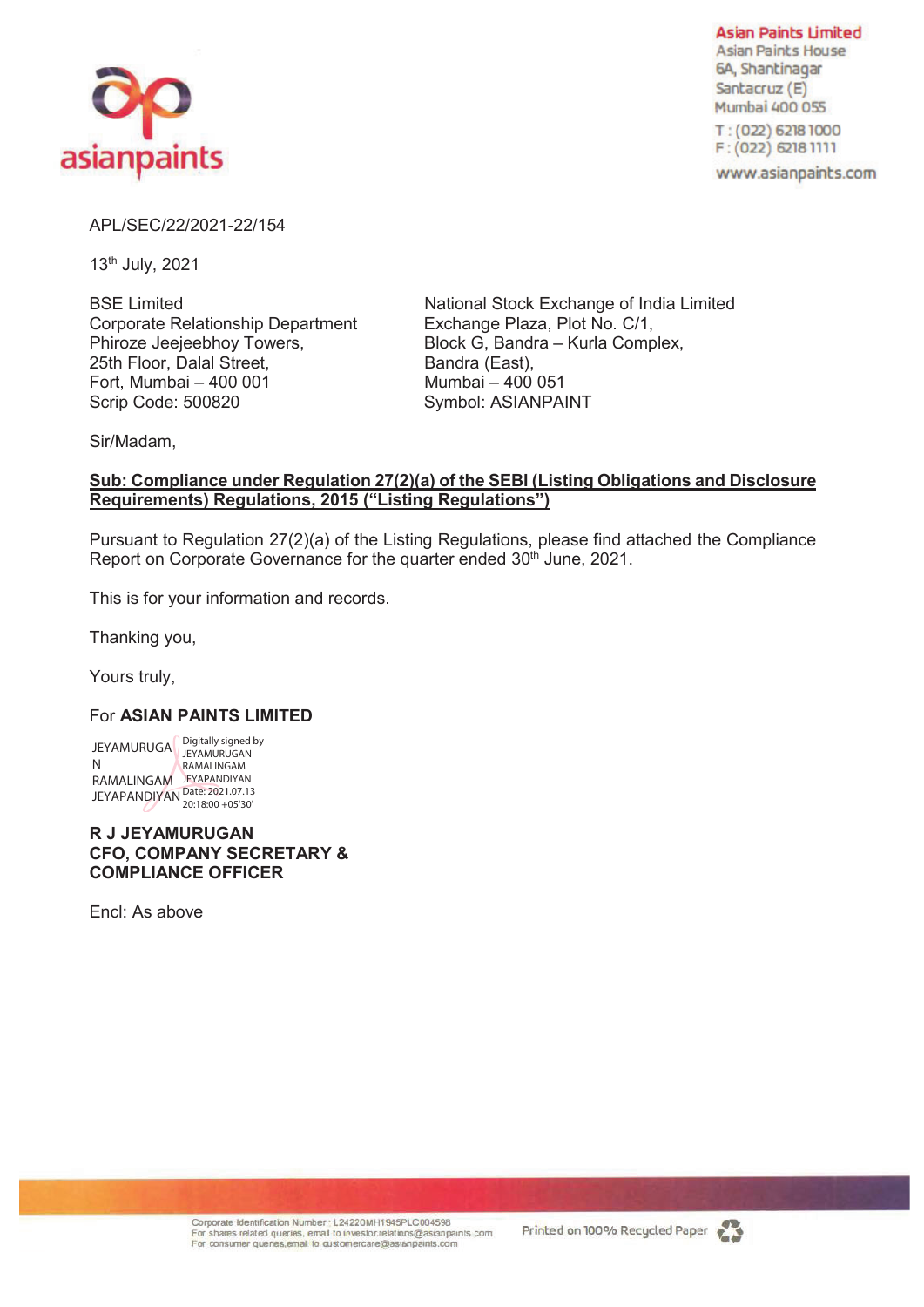**Asian Paints Limited**
Asian Paints House
6A, Shantinagar
Santacruz (E)
Mumbai 400 055
T : (022) 6218 1000
F : (022) 6218 1111
www.asianpaints.com

APL/SEC/22/2021-22/154

13th July, 2021

BSE Limited
Corporate Relationship Department
Phiroze Jeejeebhoy Towers,
25th Floor, Dalal Street,
Fort, Mumbai – 400 001
Scrip Code: 500820

National Stock Exchange of India Limited
Exchange Plaza, Plot No. C/1,
Block G, Bandra – Kurla Complex,
Bandra (East),
Mumbai – 400 051
Symbol: ASIANPAINT

Sir/Madam,

**Sub: Compliance under Regulation 27(2)(a) of the SEBI (Listing Obligations and Disclosure Requirements) Regulations, 2015 ("Listing Regulations")**

Pursuant to Regulation 27(2)(a) of the Listing Regulations, please find attached the Compliance Report on Corporate Governance for the quarter ended 30th June, 2021.

This is for your information and records.

Thanking you,

Yours truly,

For **ASIAN PAINTS LIMITED**

JEYAMURUGAN RAMALINGAM JEYAPANDIYAN
Digitally signed by JEYAMURUGAN RAMALINGAM JEYAPANDIYAN
Date: 2021.07.13 20:18:00 +05'30'

**R J JEYAMURUGAN**
**CFO, COMPANY SECRETARY & COMPLIANCE OFFICER**

Encl: As above

Corporate Identification Number : L24220MH1945PLC004598
For shares related queries, email to investor.relations@asianpaints.com
For consumer queries, email to customercare@asianpaints.com

Printed on 100% Recycled Paper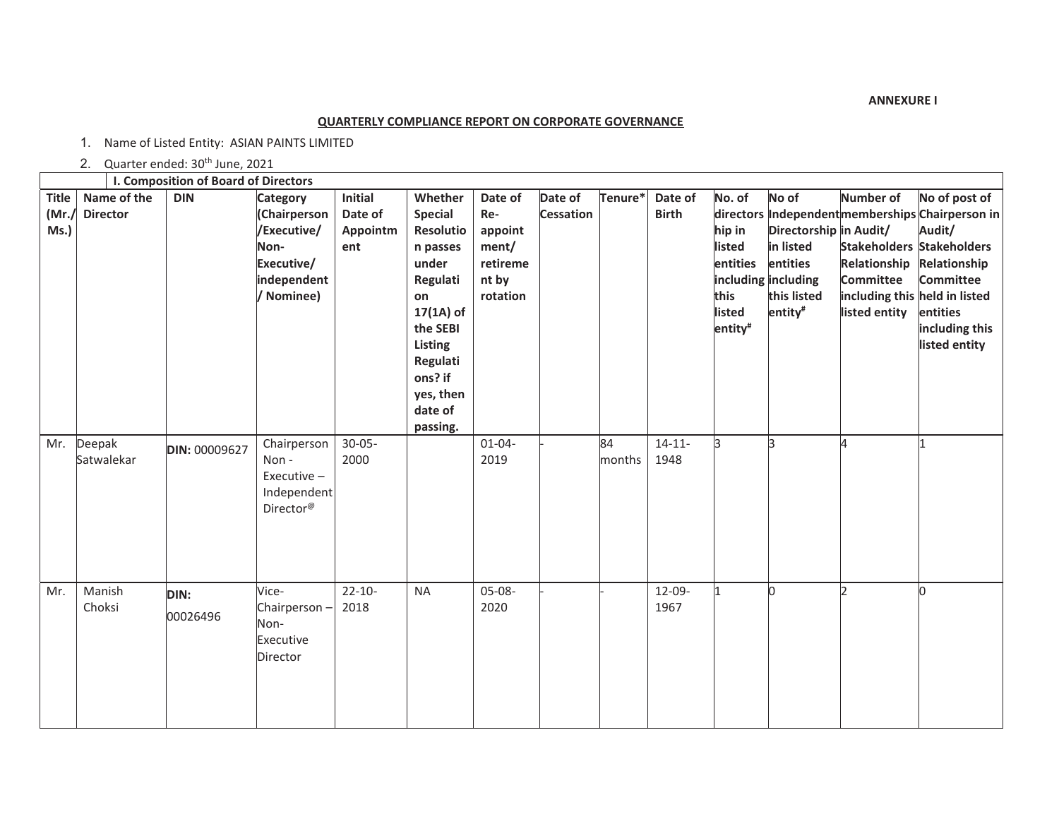**ANNEXURE I**

**QUARTERLY COMPLIANCE REPORT ON CORPORATE GOVERNANCE**

1. Name of Listed Entity: ASIAN PAINTS LIMITED
2. Quarter ended: 30th June, 2021

**I. Composition of Board of Directors**

| Title (Mr./ Ms.) | Name of the Director | DIN | Category (Chairperson /Executive/ Non-Executive/ independent / Nominee) | Initial Date of Appointment | Whether Special Resolution passes under Regulation 17(1A) of the SEBI Listing Regulations? if yes, then date of passing. | Date of Re-appointment/ retirement by rotation | Date of Cessation | Tenure* | Date of Birth | No. of directorship in listed entities including this listed entity# | No of Independent Directorship in listed entities including this listed entity# | Number of memberships in Audit/ Stakeholders Relationship Committee including this listed entity | No of post of Chairperson in Audit/ Stakeholders Relationship Committee held in listed entities including this listed entity |
|---|---|---|---|---|---|---|---|---|---|---|---|---|---|
| Mr. | Deepak Satwalekar | **DIN:** 00009627 | Chairperson Non - Executive – Independent Director@ | 30-05-2000 | | 01-04-2019 | - | 84 months | 14-11-1948 | 3 | 3 | 4 | 1 |
| Mr. | Manish Choksi | **DIN:** 00026496 | Vice-Chairperson – Non-Executive Director | 22-10-2018 | NA | 05-08-2020 | - | - | 12-09-1967 | 1 | 0 | 2 | 0 |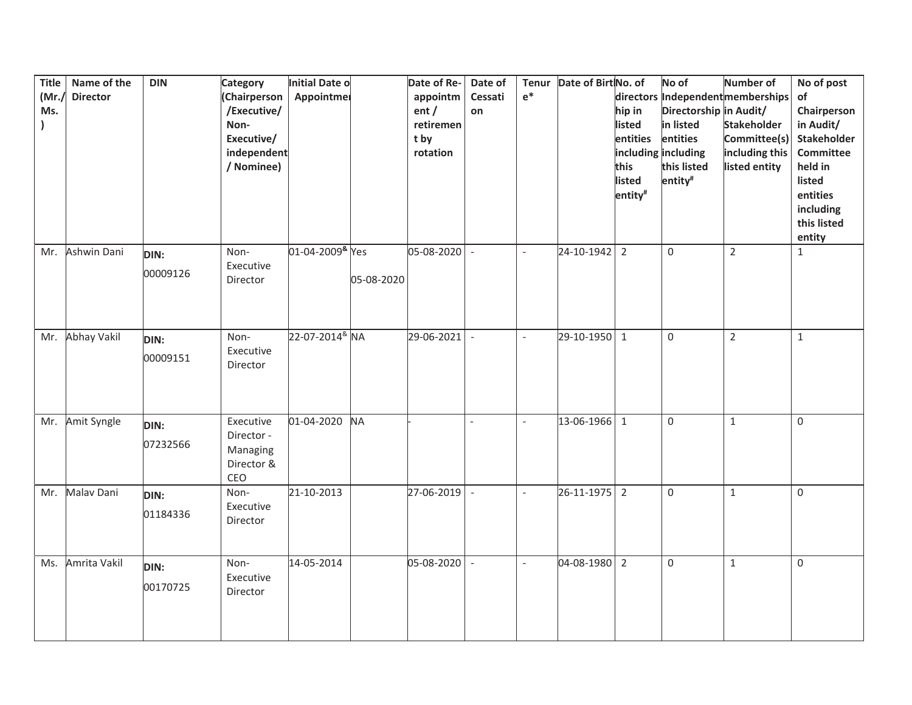| Title (Mr./ Ms. ) | Name of the Director | DIN | Category (Chairperson /Executive/ Non-Executive/ independent / Nominee) | Initial Date o Appointmer | | Date of Re-appointment / retirement by rotation | Date of Cessation | Tenure* | Date of Birt | No. of directorship in listed entities including this listed entity[#] | No of Independent Directorship in listed entities including this listed entity[#] | Number of memberships in Audit/ Stakeholder Committee(s) including this listed entity | No of post of Chairperson in Audit/ Stakeholder Committee held in listed entities including this listed entity |
|---|---|---|---|---|---|---|---|---|---|---|---|---|---|
| Mr. | Ashwin Dani | DIN: 00009126 | Non-Executive Director | 01-04-2009[&] | Yes 05-08-2020 | 05-08-2020 | - | - | 24-10-1942 | 2 | 0 | 2 | 1 |
| Mr. | Abhay Vakil | DIN: 00009151 | Non-Executive Director | 22-07-2014[&] | NA | 29-06-2021 | - | - | 29-10-1950 | 1 | 0 | 2 | 1 |
| Mr. | Amit Syngle | DIN: 07232566 | Executive Director - Managing Director & CEO | 01-04-2020 | NA | - | - | - | 13-06-1966 | 1 | 0 | 1 | 0 |
| Mr. | Malav Dani | DIN: 01184336 | Non-Executive Director | 21-10-2013 | | 27-06-2019 | - | - | 26-11-1975 | 2 | 0 | 1 | 0 |
| Ms. | Amrita Vakil | DIN: 00170725 | Non-Executive Director | 14-05-2014 | | 05-08-2020 | - | - | 04-08-1980 | 2 | 0 | 1 | 0 |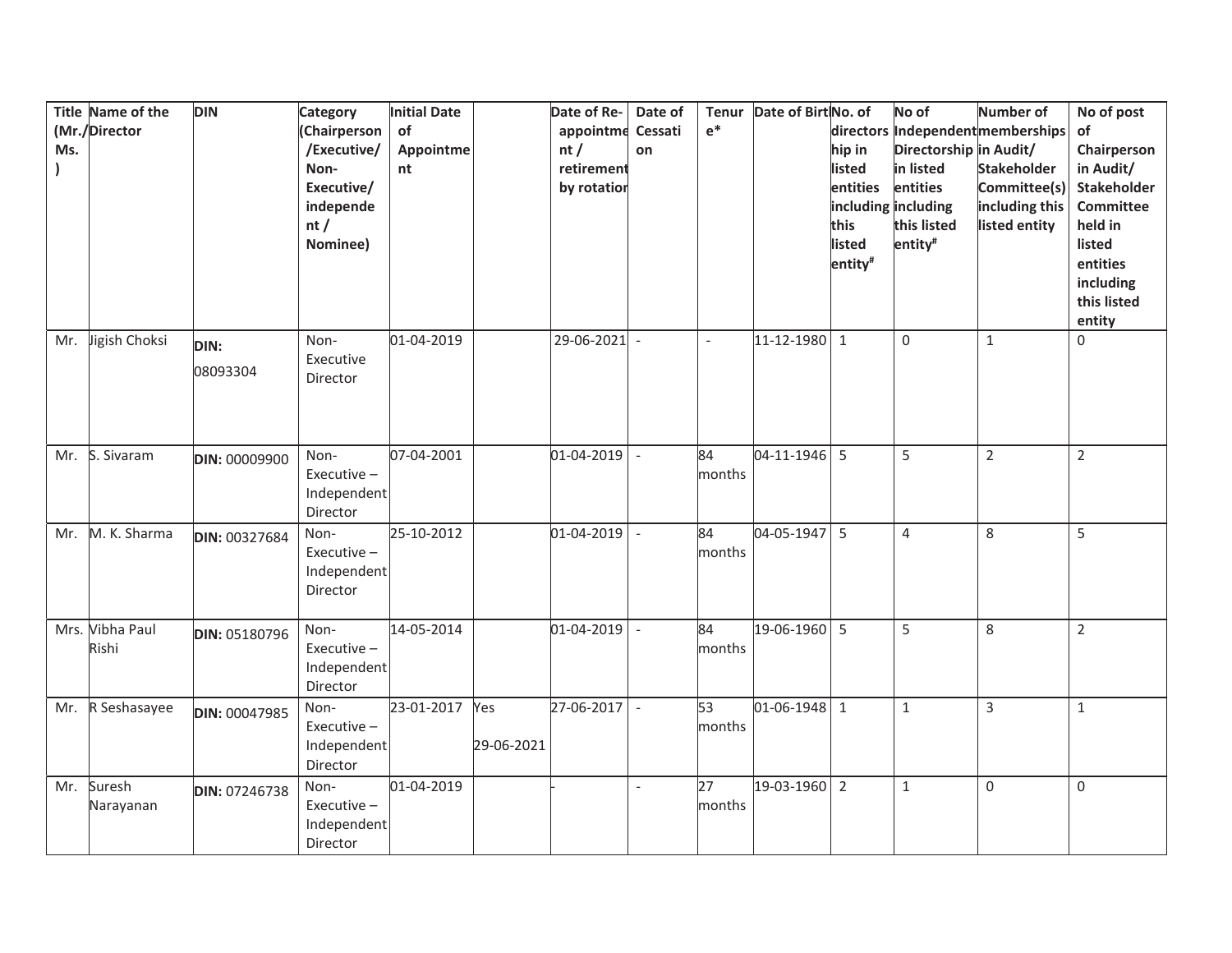| Title (Mr./ Ms. ) | Name of the Director | DIN | Category (Chairperson /Executive/ Non-Executive/ independent / Nominee) | Initial Date of Appointment | | Date of Re-appointment / retirement by rotation | Date of Cessation | Tenure* | Date of Birth | No. of directorship in listed entities including this listed entity# | No of Independent Directorship in listed entities including this listed entity# | Number of memberships in Audit/ Stakeholder Committee(s) including this listed entity | No of post of Chairperson in Audit/ Stakeholder Committee held in listed entities including this listed entity |
|---|---|---|---|---|---|---|---|---|---|---|---|---|---|
| Mr. | Jigish Choksi | **DIN:** 08093304 | Non-Executive Director | 01-04-2019 | | 29-06-2021 | - | - | 11-12-1980 | 1 | 0 | 1 | 0 |
| Mr. | S. Sivaram | **DIN:** 00009900 | Non-Executive – Independent Director | 07-04-2001 | | 01-04-2019 | - | 84 months | 04-11-1946 | 5 | 5 | 2 | 2 |
| Mr. | M. K. Sharma | **DIN:** 00327684 | Non-Executive – Independent Director | 25-10-2012 | | 01-04-2019 | - | 84 months | 04-05-1947 | 5 | 4 | 8 | 5 |
| Mrs. | Vibha Paul Rishi | **DIN:** 05180796 | Non-Executive – Independent Director | 14-05-2014 | | 01-04-2019 | - | 84 months | 19-06-1960 | 5 | 5 | 8 | 2 |
| Mr. | R Seshasayee | **DIN:** 00047985 | Non-Executive – Independent Director | 23-01-2017 | Yes 29-06-2021 | 27-06-2017 | - | 53 months | 01-06-1948 | 1 | 1 | 3 | 1 |
| Mr. | Suresh Narayanan | **DIN:** 07246738 | Non-Executive – Independent Director | 01-04-2019 | | - | - | 27 months | 19-03-1960 | 2 | 1 | 0 | 0 |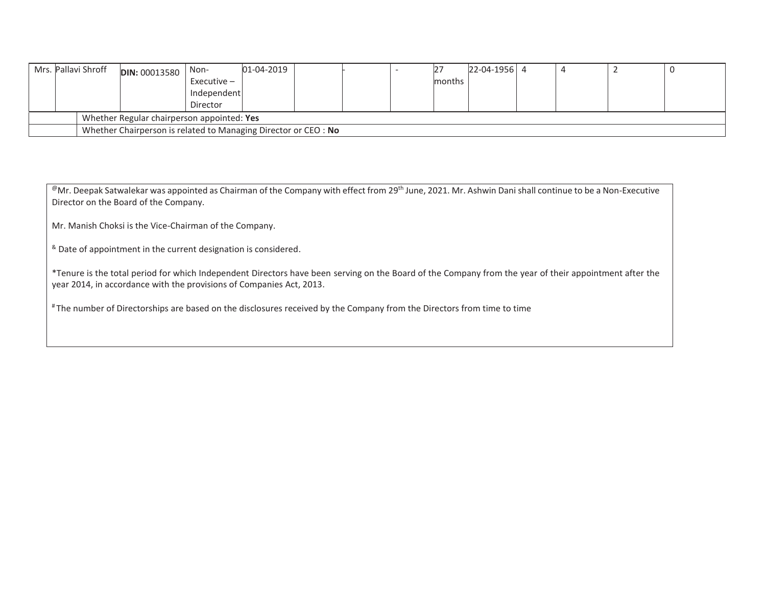| Mrs. | Pallavi Shroff | DIN: 00013580 | Non-Executive – Independent Director | 01-04-2019 | | - | - | 27 months | 22-04-1956 | 4 | 4 | 2 | 0 |
|---|---|---|---|---|---|---|---|---|---|---|---|---|---|
| | Whether Regular chairperson appointed: **Yes** | | | | | | | | | | | | |
| | Whether Chairperson is related to Managing Director or CEO : **No** | | | | | | | | | | | | |

@Mr. Deepak Satwalekar was appointed as Chairman of the Company with effect from 29th June, 2021. Mr. Ashwin Dani shall continue to be a Non-Executive Director on the Board of the Company.

Mr. Manish Choksi is the Vice-Chairman of the Company.

& Date of appointment in the current designation is considered.

*Tenure is the total period for which Independent Directors have been serving on the Board of the Company from the year of their appointment after the year 2014, in accordance with the provisions of Companies Act, 2013.

# The number of Directorships are based on the disclosures received by the Company from the Directors from time to time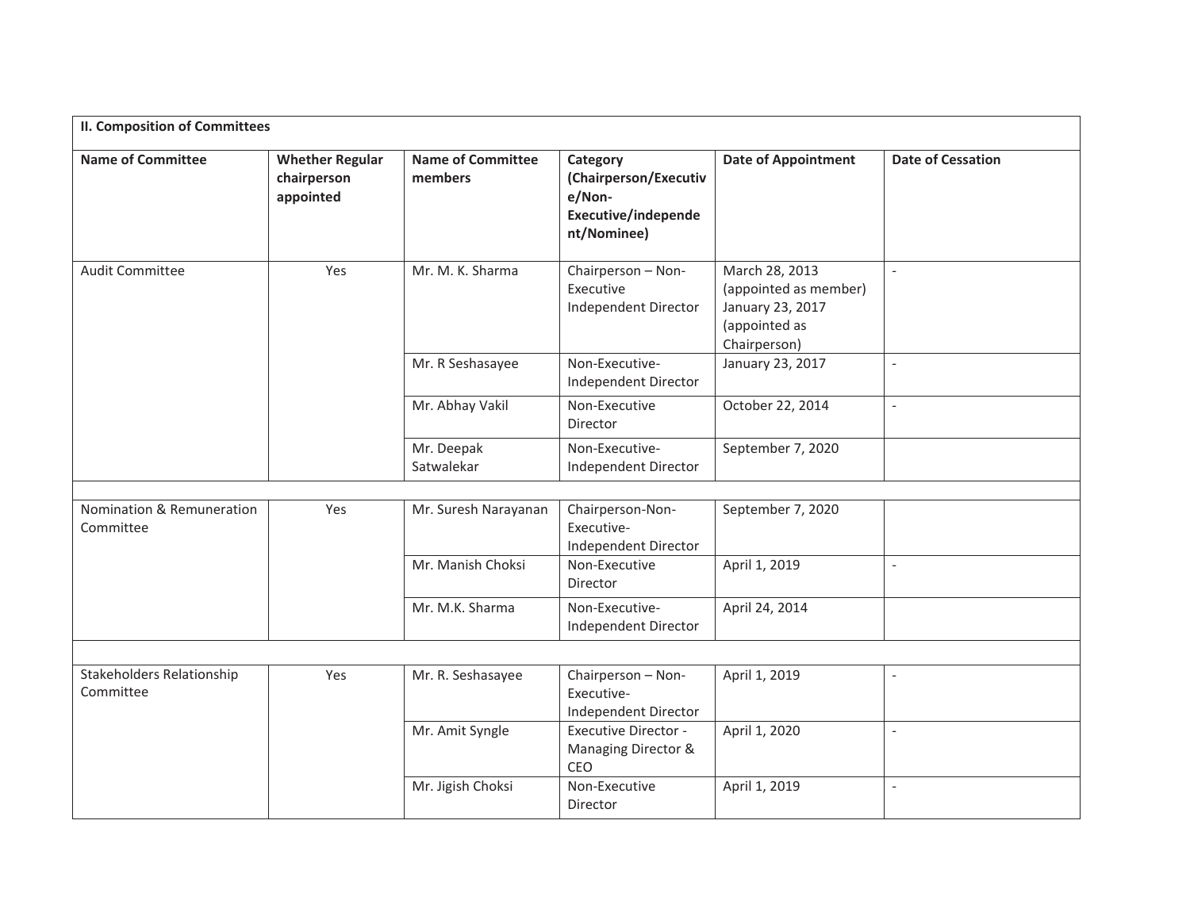| II. Composition of Committees | | | | | |
|---|---|---|---|---|---|
| **Name of Committee** | **Whether Regular chairperson appointed** | **Name of Committee members** | **Category (Chairperson/Executive/Non-Executive/independent/Nominee)** | **Date of Appointment** | **Date of Cessation** |
| Audit Committee | Yes | Mr. M. K. Sharma | Chairperson – Non-Executive Independent Director | March 28, 2013 (appointed as member) January 23, 2017 (appointed as Chairperson) | - |
| | | Mr. R Seshasayee | Non-Executive-Independent Director | January 23, 2017 | - |
| | | Mr. Abhay Vakil | Non-Executive Director | October 22, 2014 | - |
| | | Mr. Deepak Satwalekar | Non-Executive-Independent Director | September 7, 2020 | |
| | | | | | |
| Nomination & Remuneration Committee | Yes | Mr. Suresh Narayanan | Chairperson-Non-Executive-Independent Director | September 7, 2020 | |
| | | Mr. Manish Choksi | Non-Executive Director | April 1, 2019 | - |
| | | Mr. M.K. Sharma | Non-Executive-Independent Director | April 24, 2014 | |
| | | | | | |
| Stakeholders Relationship Committee | Yes | Mr. R. Seshasayee | Chairperson – Non-Executive-Independent Director | April 1, 2019 | - |
| | | Mr. Amit Syngle | Executive Director - Managing Director & CEO | April 1, 2020 | - |
| | | Mr. Jigish Choksi | Non-Executive Director | April 1, 2019 | - |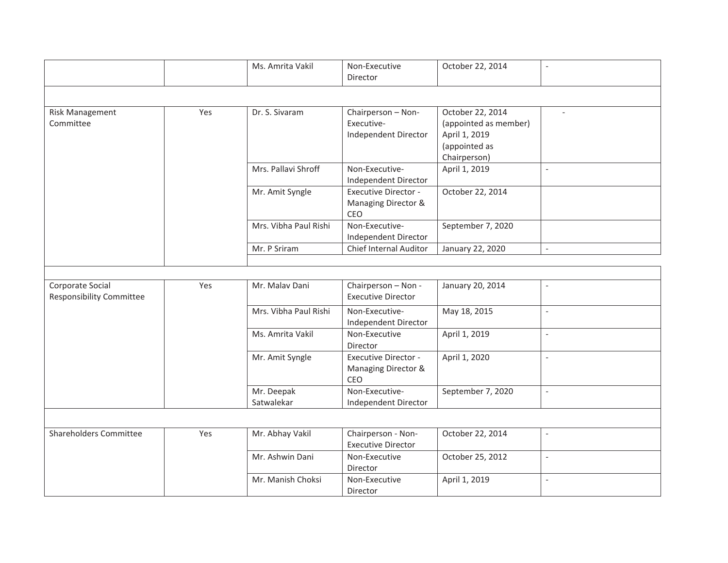|  |  |  |  |  |  |
|---|---|---|---|---|---|
|  |  | Ms. Amrita Vakil | Non-Executive Director | October 22, 2014 | - |
|  |  |  |  |  |  |
| Risk Management Committee | Yes | Dr. S. Sivaram | Chairperson – Non-Executive-Independent Director | October 22, 2014 (appointed as member) April 1, 2019 (appointed as Chairperson) | - |
|  |  | Mrs. Pallavi Shroff | Non-Executive-Independent Director | April 1, 2019 | - |
|  |  | Mr. Amit Syngle | Executive Director - Managing Director & CEO | October 22, 2014 |  |
|  |  | Mrs. Vibha Paul Rishi | Non-Executive-Independent Director | September 7, 2020 |  |
|  |  | Mr. P Sriram | Chief Internal Auditor | January 22, 2020 | - |
|  |  |  |  |  |  |
| Corporate Social Responsibility Committee | Yes | Mr. Malav Dani | Chairperson – Non - Executive Director | January 20, 2014 | - |
|  |  | Mrs. Vibha Paul Rishi | Non-Executive-Independent Director | May 18, 2015 | - |
|  |  | Ms. Amrita Vakil | Non-Executive Director | April 1, 2019 | - |
|  |  | Mr. Amit Syngle | Executive Director - Managing Director & CEO | April 1, 2020 | - |
|  |  | Mr. Deepak Satwalekar | Non-Executive-Independent Director | September 7, 2020 | - |
|  |  |  |  |  |  |
| Shareholders Committee | Yes | Mr. Abhay Vakil | Chairperson - Non-Executive Director | October 22, 2014 | - |
|  |  | Mr. Ashwin Dani | Non-Executive Director | October 25, 2012 | - |
|  |  | Mr. Manish Choksi | Non-Executive Director | April 1, 2019 | - |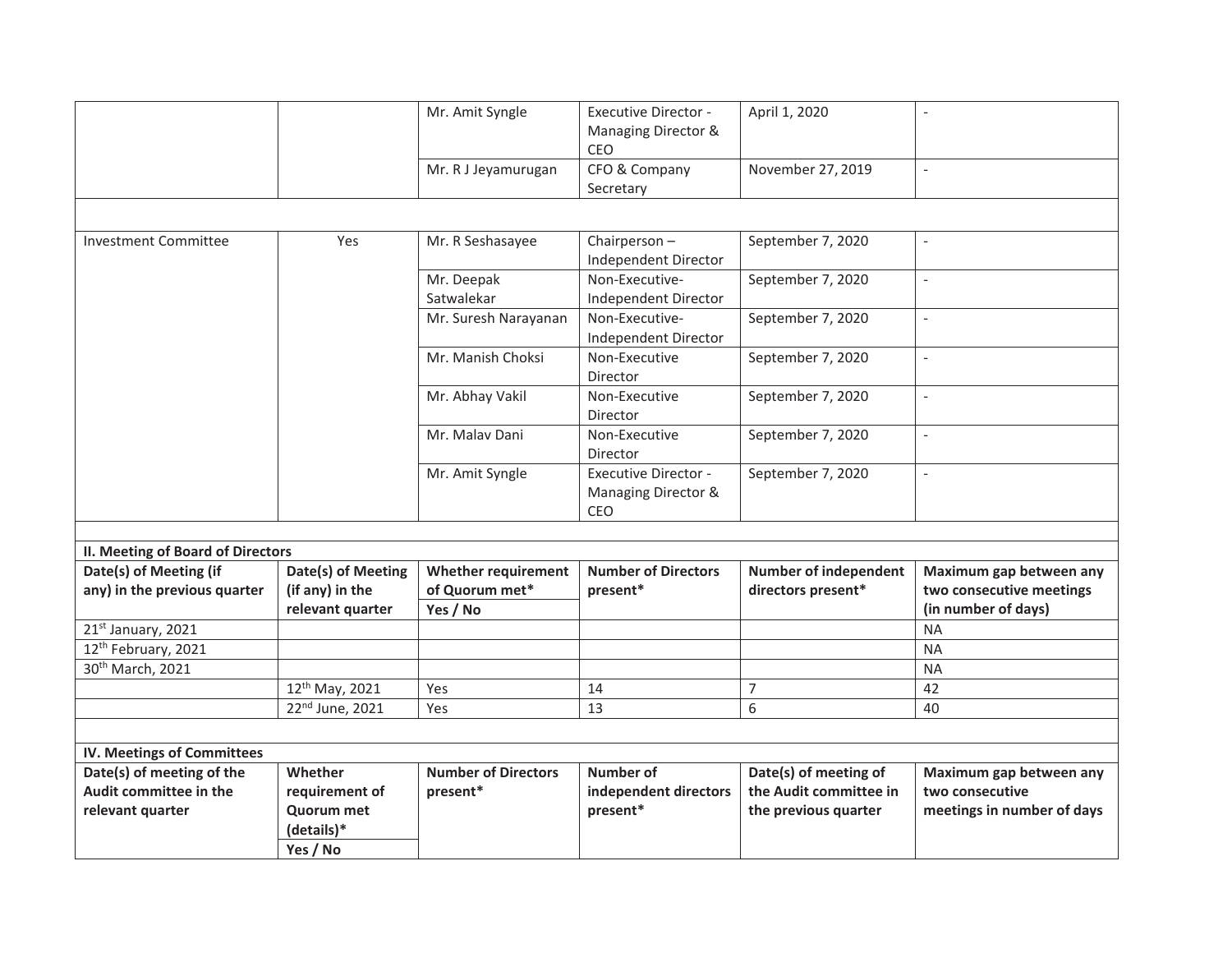| | | | | | |
|---|---|---|---|---|---|
| | | Mr. Amit Syngle | Executive Director - Managing Director & CEO | April 1, 2020 | - |
| | | Mr. R J Jeyamurugan | CFO & Company Secretary | November 27, 2019 | - |
| | | | | | |
| Investment Committee | Yes | Mr. R Seshasayee | Chairperson – Independent Director | September 7, 2020 | - |
| | | Mr. Deepak Satwalekar | Non-Executive-Independent Director | September 7, 2020 | - |
| | | Mr. Suresh Narayanan | Non-Executive-Independent Director | September 7, 2020 | - |
| | | Mr. Manish Choksi | Non-Executive Director | September 7, 2020 | - |
| | | Mr. Abhay Vakil | Non-Executive Director | September 7, 2020 | - |
| | | Mr. Malav Dani | Non-Executive Director | September 7, 2020 | - |
| | | Mr. Amit Syngle | Executive Director - Managing Director & CEO | September 7, 2020 | - |

**II. Meeting of Board of Directors**

| Date(s) of Meeting (if any) in the previous quarter | Date(s) of Meeting (if any) in the relevant quarter | Whether requirement of Quorum met* Yes / No | Number of Directors present* | Number of independent directors present* | Maximum gap between any two consecutive meetings (in number of days) |
|---|---|---|---|---|---|
| 21st January, 2021 | | | | | NA |
| 12th February, 2021 | | | | | NA |
| 30th March, 2021 | | | | | NA |
| | 12th May, 2021 | Yes | 14 | 7 | 42 |
| | 22nd June, 2021 | Yes | 13 | 6 | 40 |

**IV. Meetings of Committees**

| Date(s) of meeting of the Audit committee in the relevant quarter | Whether requirement of Quorum met (details)* Yes / No | Number of Directors present* | Number of independent directors present* | Date(s) of meeting of the Audit committee in the previous quarter | Maximum gap between any two consecutive meetings in number of days |
|---|---|---|---|---|---|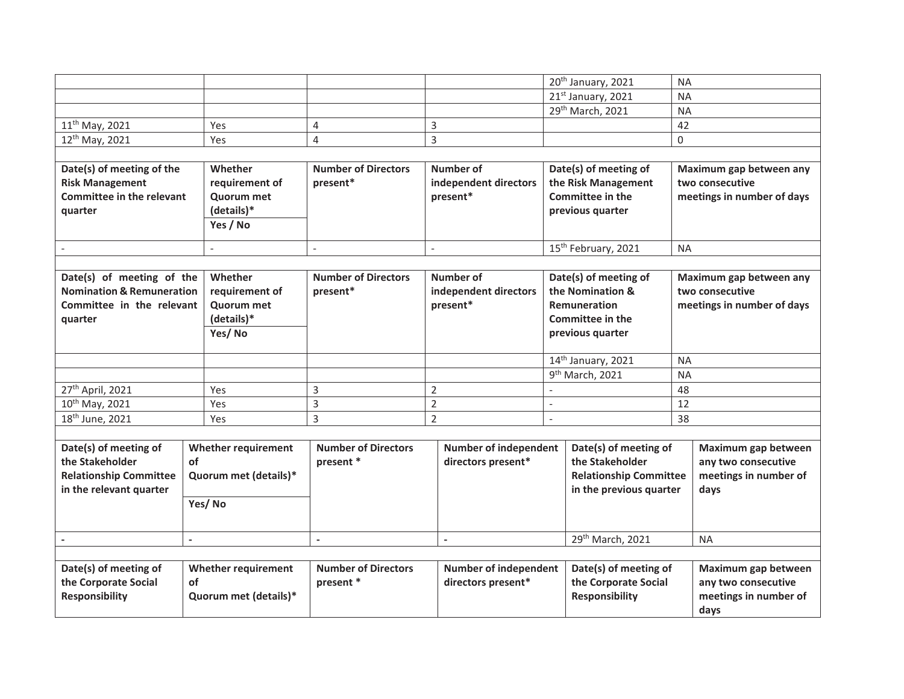| | | | | 20th January, 2021 | NA |
| --- | --- | --- | --- | --- | --- |
| | | | | 21st January, 2021 | NA |
| | | | | 29th March, 2021 | NA |
| 11th May, 2021 | Yes | 4 | 3 | | 42 |
| 12th May, 2021 | Yes | 4 | 3 | | 0 |

| Date(s) of meeting of the Risk Management Committee in the relevant quarter | Whether requirement of Quorum met (details)* Yes / No | Number of Directors present* | Number of independent directors present* | Date(s) of meeting of the Risk Management Committee in the previous quarter | Maximum gap between any two consecutive meetings in number of days |
| --- | --- | --- | --- | --- | --- |
| - | - | - | - | 15th February, 2021 | NA |

| Date(s) of meeting of the Nomination & Remuneration Committee in the relevant quarter | Whether requirement of Quorum met (details)* Yes/ No | Number of Directors present* | Number of independent directors present* | Date(s) of meeting of the Nomination & Remuneration Committee in the previous quarter | Maximum gap between any two consecutive meetings in number of days |
| --- | --- | --- | --- | --- | --- |
| | | | | 14th January, 2021 | NA |
| | | | | 9th March, 2021 | NA |
| 27th April, 2021 | Yes | 3 | 2 | - | 48 |
| 10th May, 2021 | Yes | 3 | 2 | - | 12 |
| 18th June, 2021 | Yes | 3 | 2 | - | 38 |

| Date(s) of meeting of the Stakeholder Relationship Committee in the relevant quarter | Whether requirement of Quorum met (details)* Yes/ No | Number of Directors present * | Number of independent directors present* | Date(s) of meeting of the Stakeholder Relationship Committee in the previous quarter | Maximum gap between any two consecutive meetings in number of days |
| --- | --- | --- | --- | --- | --- |
| - | - | - | - | 29th March, 2021 | NA |

| Date(s) of meeting of the Corporate Social Responsibility | Whether requirement of Quorum met (details)* | Number of Directors present * | Number of independent directors present* | Date(s) of meeting of the Corporate Social Responsibility | Maximum gap between any two consecutive meetings in number of days |
| --- | --- | --- | --- | --- | --- |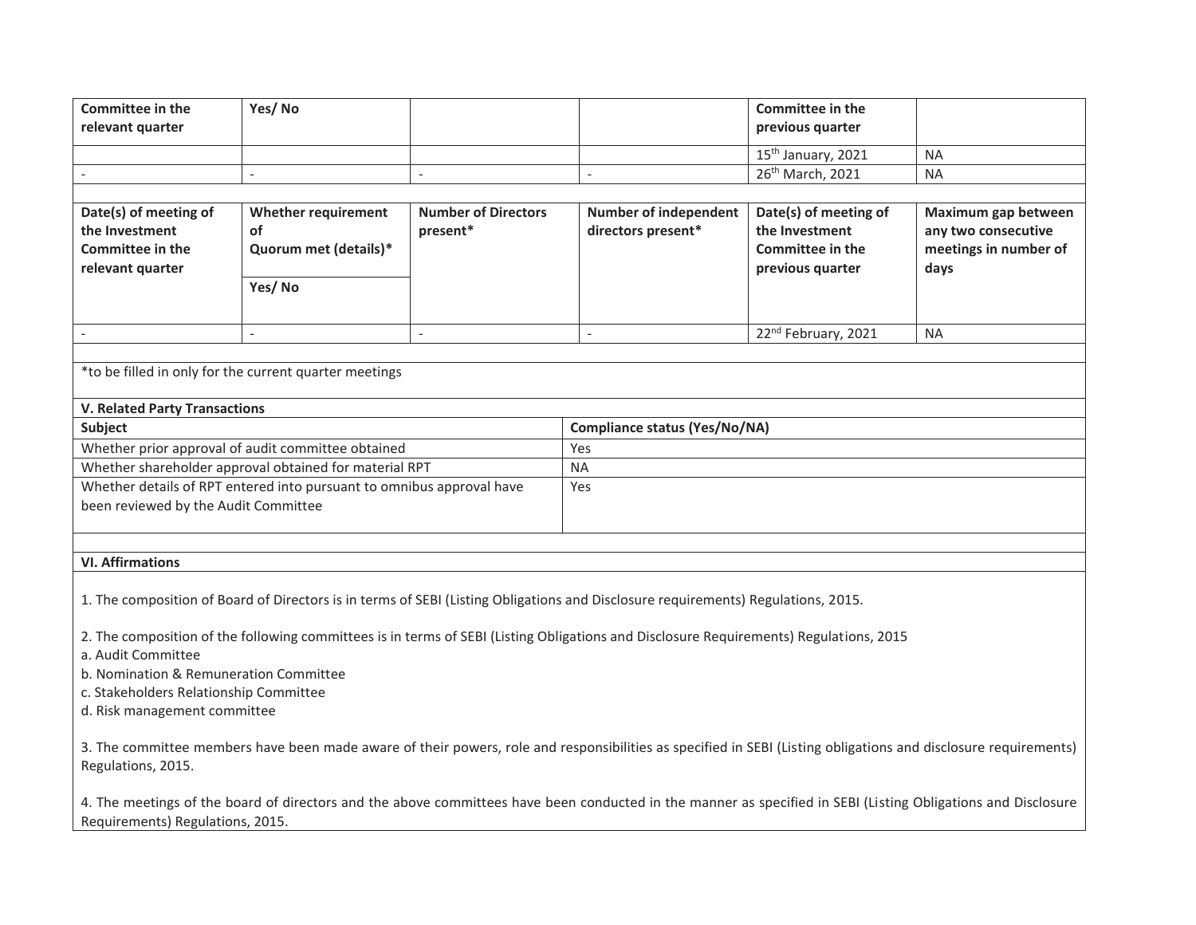| Committee in the relevant quarter | Yes/ No | | | Committee in the previous quarter | |
|---|---|---|---|---|---|
| | | | | 15th January, 2021 | NA |
| - | - | - | - | 26th March, 2021 | NA |

| Date(s) of meeting of the Investment Committee in the relevant quarter | Whether requirement of Quorum met (details)* | Number of Directors present* | Number of independent directors present* | Date(s) of meeting of the Investment Committee in the previous quarter | Maximum gap between any two consecutive meetings in number of days |
|---|---|---|---|---|---|
| | Yes/ No | | | | |
| - | - | - | - | 22nd February, 2021 | NA |

*to be filled in only for the current quarter meetings

**V. Related Party Transactions**

| Subject | Compliance status (Yes/No/NA) |
|---|---|
| Whether prior approval of audit committee obtained | Yes |
| Whether shareholder approval obtained for material RPT | NA |
| Whether details of RPT entered into pursuant to omnibus approval have been reviewed by the Audit Committee | Yes |

**VI. Affirmations**

1. The composition of Board of Directors is in terms of SEBI (Listing Obligations and Disclosure requirements) Regulations, 2015.

2. The composition of the following committees is in terms of SEBI (Listing Obligations and Disclosure Requirements) Regulations, 2015

a. Audit Committee
b. Nomination & Remuneration Committee
c. Stakeholders Relationship Committee
d. Risk management committee

3. The committee members have been made aware of their powers, role and responsibilities as specified in SEBI (Listing obligations and disclosure requirements) Regulations, 2015.

4. The meetings of the board of directors and the above committees have been conducted in the manner as specified in SEBI (Listing Obligations and Disclosure Requirements) Regulations, 2015.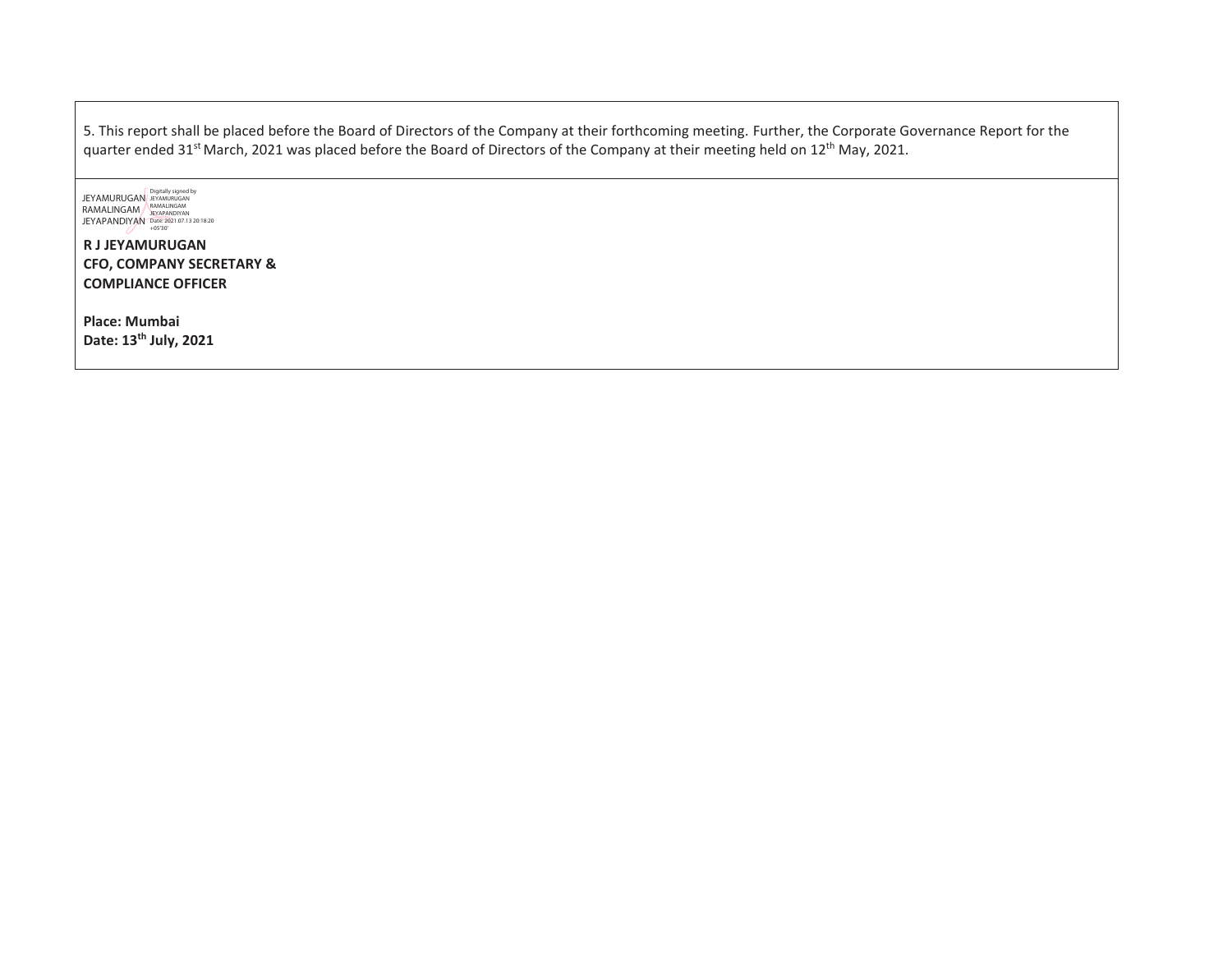5. This report shall be placed before the Board of Directors of the Company at their forthcoming meeting. Further, the Corporate Governance Report for the quarter ended 31st March, 2021 was placed before the Board of Directors of the Company at their meeting held on 12th May, 2021.

JEYAMURUGAN RAMALINGAM JEYAPANDIYAN

Digitally signed by JEYAMURUGAN RAMALINGAM JEYAPANDIYAN
Date: 2021.07.13 20:18:20 +05'30'

**R J JEYAMURUGAN**
**CFO, COMPANY SECRETARY &**
**COMPLIANCE OFFICER**

**Place: Mumbai**
**Date: 13th July, 2021**